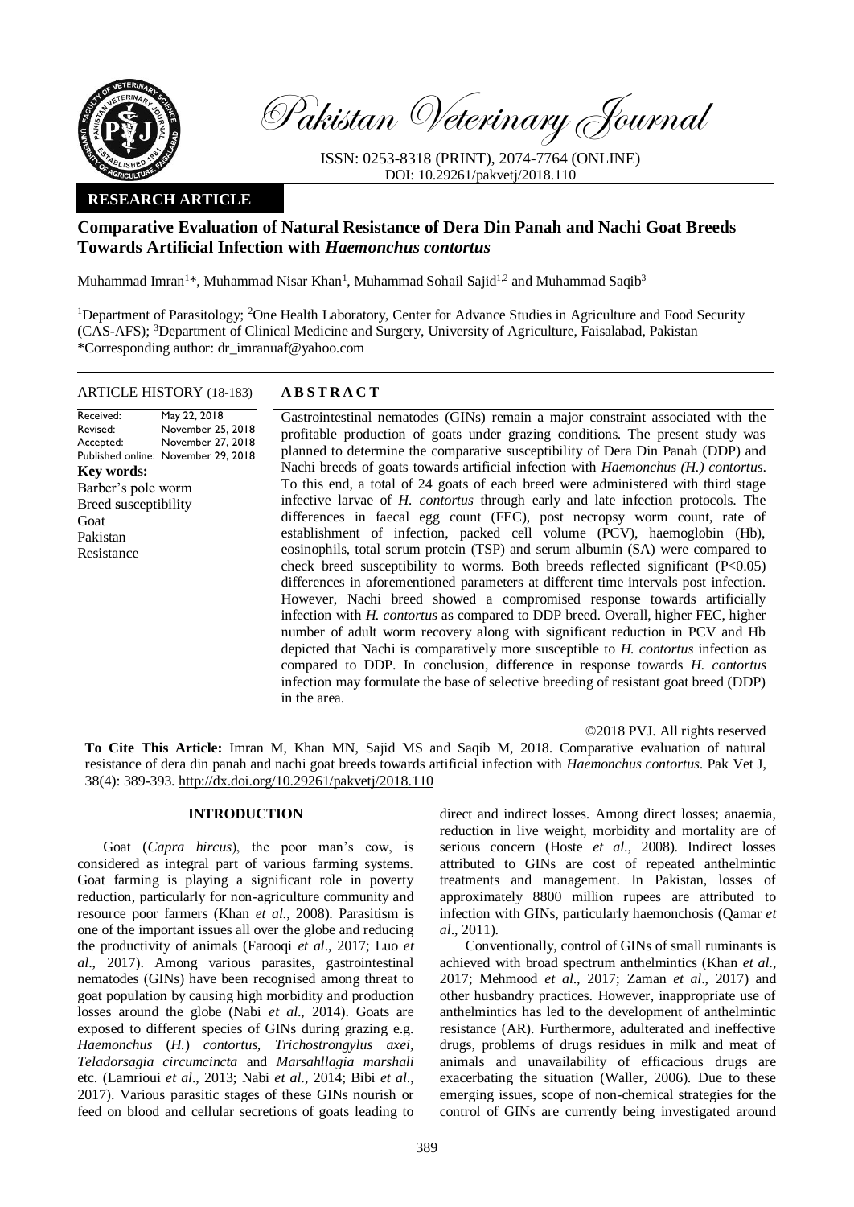Pakistan Veterinary Journal

ISSN: 0253-8318 (PRINT), 2074-7764 (ONLINE)
DOI: 10.29261/pakvetj/2018.110

**RESEARCH ARTICLE**

# Comparative Evaluation of Natural Resistance of Dera Din Panah and Nachi Goat Breeds Towards Artificial Infection with *Haemonchus contortus*

Muhammad Imran[1]*, Muhammad Nisar Khan[1], Muhammad Sohail Sajid[1,2] and Muhammad Saqib[3]

[1]Department of Parasitology; [2]One Health Laboratory, Center for Advance Studies in Agriculture and Food Security (CAS-AFS); [3]Department of Clinical Medicine and Surgery, University of Agriculture, Faisalabad, Pakistan
*Corresponding author: dr_imranuaf@yahoo.com

**ARTICLE HISTORY (18-183)**

| | |
|---|---|
| Received: | May 22, 2018 |
| Revised: | November 25, 2018 |
| Accepted: | November 27, 2018 |
| Published online: | November 29, 2018 |

**Key words:**
Barber's pole worm
Breed susceptibility
Goat
Pakistan
Resistance

## ABSTRACT

Gastrointestinal nematodes (GINs) remain a major constraint associated with the profitable production of goats under grazing conditions. The present study was planned to determine the comparative susceptibility of Dera Din Panah (DDP) and Nachi breeds of goats towards artificial infection with *Haemonchus (H.) contortus*. To this end, a total of 24 goats of each breed were administered with third stage infective larvae of *H. contortus* through early and late infection protocols. The differences in faecal egg count (FEC), post necropsy worm count, rate of establishment of infection, packed cell volume (PCV), haemoglobin (Hb), eosinophils, total serum protein (TSP) and serum albumin (SA) were compared to check breed susceptibility to worms. Both breeds reflected significant ($P<0.05$) differences in aforementioned parameters at different time intervals post infection. However, Nachi breed showed a compromised response towards artificially infection with *H. contortus* as compared to DDP breed. Overall, higher FEC, higher number of adult worm recovery along with significant reduction in PCV and Hb depicted that Nachi is comparatively more susceptible to *H. contortus* infection as compared to DDP. In conclusion, difference in response towards *H. contortus* infection may formulate the base of selective breeding of resistant goat breed (DDP) in the area.

©2018 PVJ. All rights reserved

**To Cite This Article:** Imran M, Khan MN, Sajid MS and Saqib M, 2018. Comparative evaluation of natural resistance of dera din panah and nachi goat breeds towards artificial infection with *Haemonchus contortus*. Pak Vet J, 38(4): 389-393. http://dx.doi.org/10.29261/pakvetj/2018.110

## INTRODUCTION

Goat (*Capra hircus*), the poor man's cow, is considered as integral part of various farming systems. Goat farming is playing a significant role in poverty reduction, particularly for non-agriculture community and resource poor farmers (Khan *et al*., 2008). Parasitism is one of the important issues all over the globe and reducing the productivity of animals (Farooqi *et al*., 2017; Luo *et al*., 2017). Among various parasites, gastrointestinal nematodes (GINs) have been recognised among threat to goat population by causing high morbidity and production losses around the globe (Nabi *et al*., 2014). Goats are exposed to different species of GINs during grazing e.g. *Haemonchus* (*H.*) *contortus*, *Trichostrongylus axei*, *Teladorsagia circumcincta* and *Marsahllagia marshali* etc. (Lamrioui *et al*., 2013; Nabi *et al*., 2014; Bibi *et al*., 2017). Various parasitic stages of these GINs nourish or feed on blood and cellular secretions of goats leading to direct and indirect losses. Among direct losses; anaemia, reduction in live weight, morbidity and mortality are of serious concern (Hoste *et al*., 2008). Indirect losses attributed to GINs are cost of repeated anthelmintic treatments and management. In Pakistan, losses of approximately 8800 million rupees are attributed to infection with GINs, particularly haemonchosis (Qamar *et al*., 2011).

Conventionally, control of GINs of small ruminants is achieved with broad spectrum anthelmintics (Khan *et al*., 2017; Mehmood *et al*., 2017; Zaman *et al*., 2017) and other husbandry practices. However, inappropriate use of anthelmintics has led to the development of anthelmintic resistance (AR). Furthermore, adulterated and ineffective drugs, problems of drugs residues in milk and meat of animals and unavailability of efficacious drugs are exacerbating the situation (Waller, 2006). Due to these emerging issues, scope of non-chemical strategies for the control of GINs are currently being investigated around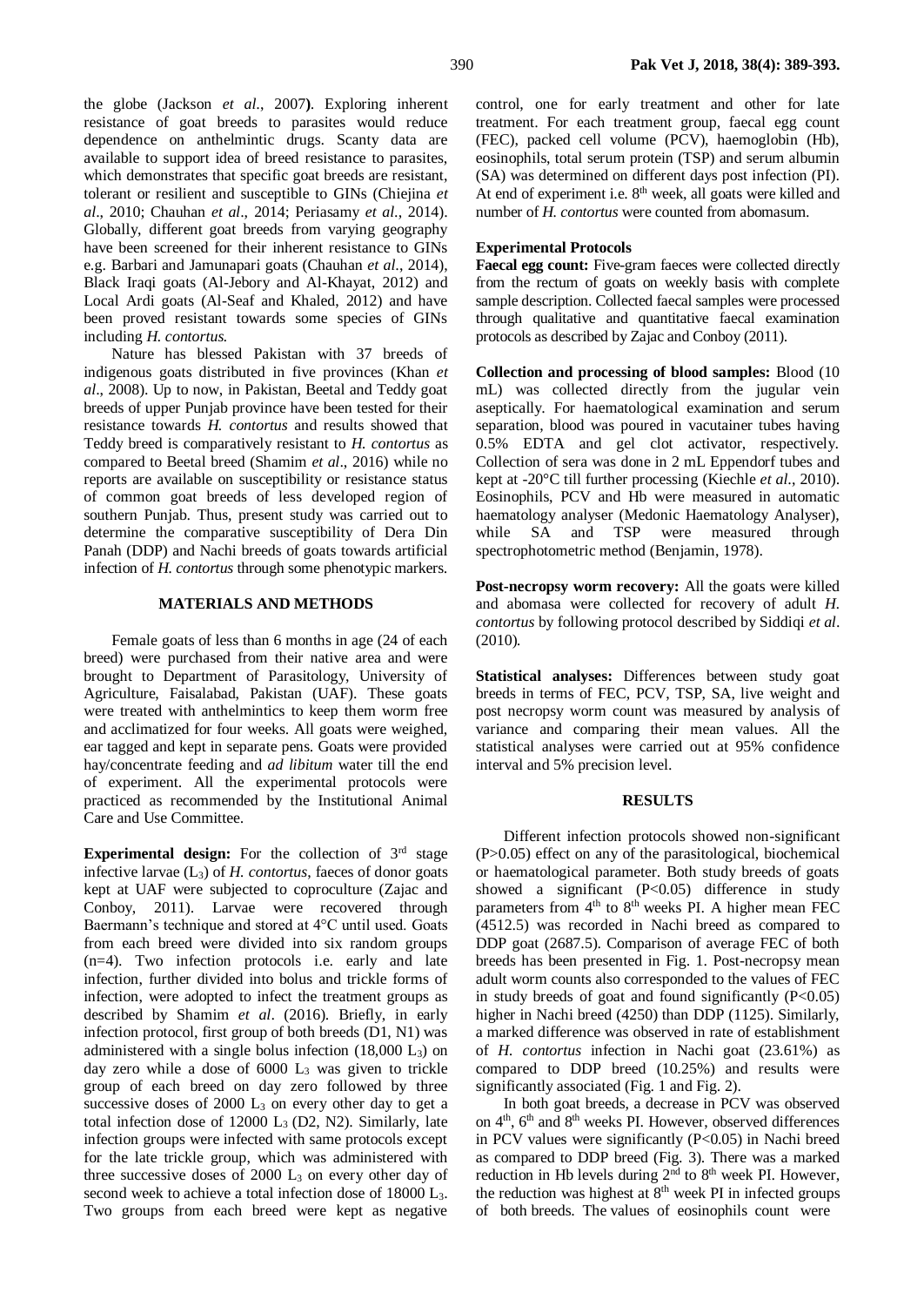the globe (Jackson *et al*., 2007**)**. Exploring inherent resistance of goat breeds to parasites would reduce dependence on anthelmintic drugs. Scanty data are available to support idea of breed resistance to parasites, which demonstrates that specific goat breeds are resistant, tolerant or resilient and susceptible to GINs (Chiejina *et al*., 2010; Chauhan *et al*., 2014; Periasamy *et al*., 2014). Globally, different goat breeds from varying geography have been screened for their inherent resistance to GINs e.g. Barbari and Jamunapari goats (Chauhan *et al*., 2014), Black Iraqi goats (Al-Jebory and Al-Khayat, 2012) and Local Ardi goats (Al-Seaf and Khaled, 2012) and have been proved resistant towards some species of GINs including *H. contortus*.

Nature has blessed Pakistan with 37 breeds of indigenous goats distributed in five provinces (Khan *et al*., 2008). Up to now, in Pakistan, Beetal and Teddy goat breeds of upper Punjab province have been tested for their resistance towards *H. contortus* and results showed that Teddy breed is comparatively resistant to *H. contortus* as compared to Beetal breed (Shamim *et al*., 2016) while no reports are available on susceptibility or resistance status of common goat breeds of less developed region of southern Punjab. Thus, present study was carried out to determine the comparative susceptibility of Dera Din Panah (DDP) and Nachi breeds of goats towards artificial infection of *H. contortus* through some phenotypic markers.

## MATERIALS AND METHODS

Female goats of less than 6 months in age (24 of each breed) were purchased from their native area and were brought to Department of Parasitology, University of Agriculture, Faisalabad, Pakistan (UAF). These goats were treated with anthelmintics to keep them worm free and acclimatized for four weeks. All goats were weighed, ear tagged and kept in separate pens. Goats were provided hay/concentrate feeding and *ad libitum* water till the end of experiment. All the experimental protocols were practiced as recommended by the Institutional Animal Care and Use Committee.

**Experimental design:** For the collection of 3rd stage infective larvae ($L_3$) of *H. contortus*, faeces of donor goats kept at UAF were subjected to coproculture (Zajac and Conboy, 2011). Larvae were recovered through Baermann's technique and stored at 4°C until used. Goats from each breed were divided into six random groups (n=4). Two infection protocols i.e. early and late infection, further divided into bolus and trickle forms of infection, were adopted to infect the treatment groups as described by Shamim *et al*. (2016). Briefly, in early infection protocol, first group of both breeds (D1, N1) was administered with a single bolus infection (18,000 $L_3$) on day zero while a dose of 6000 $L_3$ was given to trickle group of each breed on day zero followed by three successive doses of 2000 $L_3$ on every other day to get a total infection dose of 12000 $L_3$ (D2, N2). Similarly, late infection groups were infected with same protocols except for the late trickle group, which was administered with three successive doses of 2000 $L_3$ on every other day of second week to achieve a total infection dose of 18000 $L_3$. Two groups from each breed were kept as negative control, one for early treatment and other for late treatment. For each treatment group, faecal egg count (FEC), packed cell volume (PCV), haemoglobin (Hb), eosinophils, total serum protein (TSP) and serum albumin (SA) was determined on different days post infection (PI). At end of experiment i.e. 8th week, all goats were killed and number of *H. contortus* were counted from abomasum.

### Experimental Protocols

**Faecal egg count:** Five-gram faeces were collected directly from the rectum of goats on weekly basis with complete sample description. Collected faecal samples were processed through qualitative and quantitative faecal examination protocols as described by Zajac and Conboy (2011).

**Collection and processing of blood samples:** Blood (10 mL) was collected directly from the jugular vein aseptically. For haematological examination and serum separation, blood was poured in vacutainer tubes having 0.5% EDTA and gel clot activator, respectively. Collection of sera was done in 2 mL Eppendorf tubes and kept at -20°C till further processing (Kiechle *et al*., 2010). Eosinophils, PCV and Hb were measured in automatic haematology analyser (Medonic Haematology Analyser), while SA and TSP were measured through spectrophotometric method (Benjamin, 1978).

**Post-necropsy worm recovery:** All the goats were killed and abomasa were collected for recovery of adult *H. contortus* by following protocol described by Siddiqi *et al*. (2010).

**Statistical analyses:** Differences between study goat breeds in terms of FEC, PCV, TSP, SA, live weight and post necropsy worm count was measured by analysis of variance and comparing their mean values. All the statistical analyses were carried out at 95% confidence interval and 5% precision level.

## RESULTS

Different infection protocols showed non-significant (P>0.05) effect on any of the parasitological, biochemical or haematological parameter. Both study breeds of goats showed a significant (P<0.05) difference in study parameters from 4th to 8th weeks PI. A higher mean FEC (4512.5) was recorded in Nachi breed as compared to DDP goat (2687.5). Comparison of average FEC of both breeds has been presented in Fig. 1. Post-necropsy mean adult worm counts also corresponded to the values of FEC in study breeds of goat and found significantly (P<0.05) higher in Nachi breed (4250) than DDP (1125). Similarly, a marked difference was observed in rate of establishment of *H. contortus* infection in Nachi goat (23.61%) as compared to DDP breed (10.25%) and results were significantly associated (Fig. 1 and Fig. 2).

In both goat breeds, a decrease in PCV was observed on 4th, 6th and 8th weeks PI. However, observed differences in PCV values were significantly (P<0.05) in Nachi breed as compared to DDP breed (Fig. 3). There was a marked reduction in Hb levels during 2nd to 8th week PI. However, the reduction was highest at 8th week PI in infected groups of both breeds. The values of eosinophils count were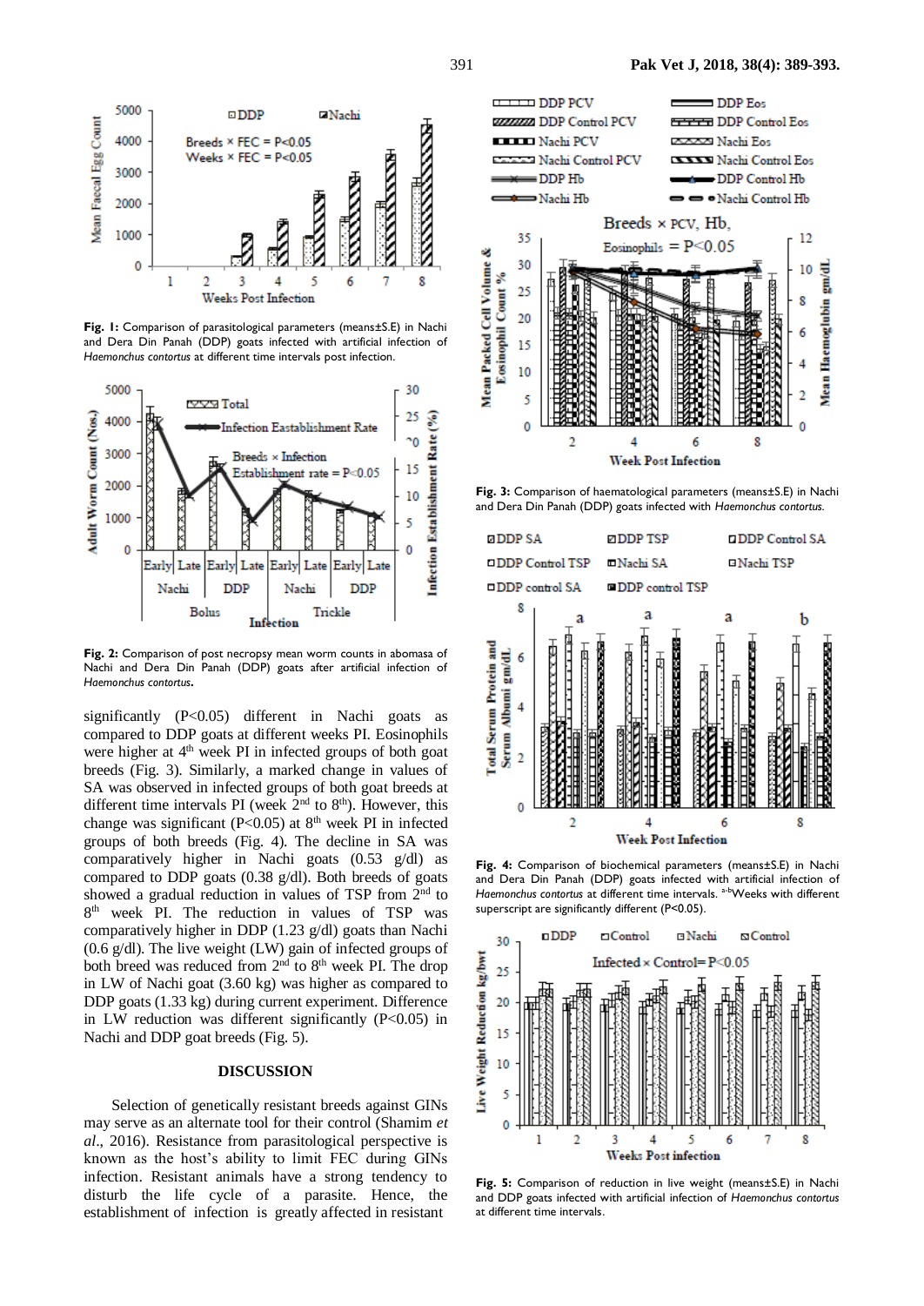**Fig. 1:** Comparison of parasitological parameters (means±S.E) in Nachi and Dera Din Panah (DDP) goats infected with artificial infection of *Haemonchus contortus* at different time intervals post infection.

**Fig. 2:** Comparison of post necropsy mean worm counts in abomasa of Nachi and Dera Din Panah (DDP) goats after artificial infection of *Haemonchus contortus*.

significantly ($P<0.05$) different in Nachi goats as compared to DDP goats at different weeks PI. Eosinophils were higher at 4th week PI in infected groups of both goat breeds (Fig. 3). Similarly, a marked change in values of SA was observed in infected groups of both goat breeds at different time intervals PI (week 2nd to 8th). However, this change was significant ($P<0.05$) at 8th week PI in infected groups of both breeds (Fig. 4). The decline in SA was comparatively higher in Nachi goats (0.53 g/dl) as compared to DDP goats (0.38 g/dl). Both breeds of goats showed a gradual reduction in values of TSP from 2nd to 8th week PI. The reduction in values of TSP was comparatively higher in DDP (1.23 g/dl) goats than Nachi (0.6 g/dl). The live weight (LW) gain of infected groups of both breed was reduced from 2nd to 8th week PI. The drop in LW of Nachi goat (3.60 kg) was higher as compared to DDP goats (1.33 kg) during current experiment. Difference in LW reduction was different significantly ($P<0.05$) in Nachi and DDP goat breeds (Fig. 5).

## DISCUSSION

Selection of genetically resistant breeds against GINs may serve as an alternate tool for their control (Shamim *et al*., 2016). Resistance from parasitological perspective is known as the host's ability to limit FEC during GINs infection. Resistant animals have a strong tendency to disturb the life cycle of a parasite. Hence, the establishment of infection is greatly affected in resistant

**Fig. 3:** Comparison of haematological parameters (means±S.E) in Nachi and Dera Din Panah (DDP) goats infected with *Haemonchus contortus*.

**Fig. 4:** Comparison of biochemical parameters (means±S.E) in Nachi and Dera Din Panah (DDP) goats infected with artificial infection of *Haemonchus contortus* at different time intervals. [a-b]Weeks with different superscript are significantly different ($P<0.05$).

**Fig. 5:** Comparison of reduction in live weight (means±S.E) in Nachi and DDP goats infected with artificial infection of *Haemonchus contortus* at different time intervals.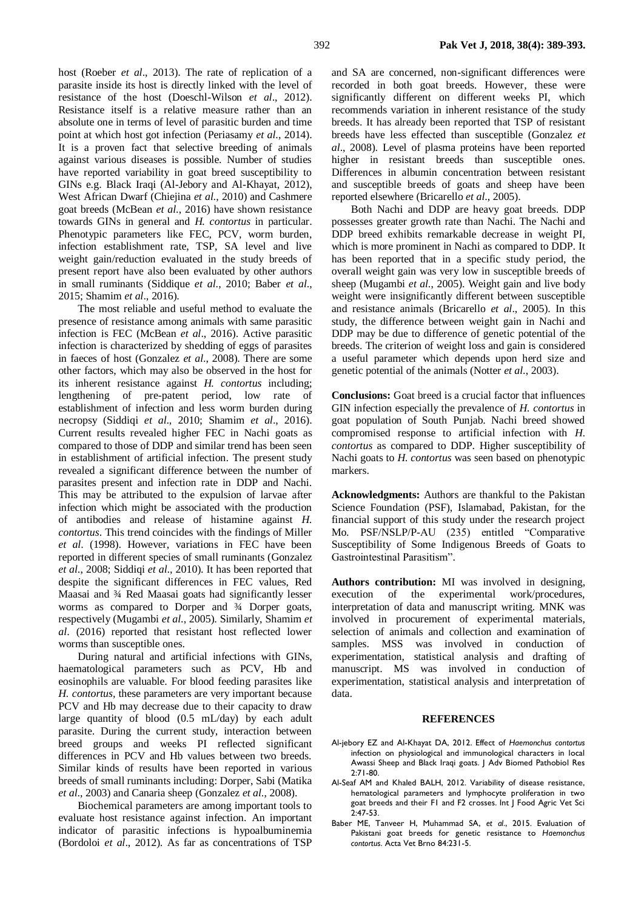host (Roeber *et al*., 2013). The rate of replication of a parasite inside its host is directly linked with the level of resistance of the host (Doeschl-Wilson *et al*., 2012). Resistance itself is a relative measure rather than an absolute one in terms of level of parasitic burden and time point at which host got infection (Periasamy *et al*., 2014). It is a proven fact that selective breeding of animals against various diseases is possible. Number of studies have reported variability in goat breed susceptibility to GINs e.g. Black Iraqi (Al-Jebory and Al-Khayat, 2012), West African Dwarf (Chiejina *et al*., 2010) and Cashmere goat breeds (McBean *et al*., 2016) have shown resistance towards GINs in general and *H. contortus* in particular. Phenotypic parameters like FEC, PCV, worm burden, infection establishment rate, TSP, SA level and live weight gain/reduction evaluated in the study breeds of present report have also been evaluated by other authors in small ruminants (Siddique *et al*., 2010; Baber *et al*., 2015; Shamim *et al*., 2016).

The most reliable and useful method to evaluate the presence of resistance among animals with same parasitic infection is FEC (McBean *et al*., 2016). Active parasitic infection is characterized by shedding of eggs of parasites in faeces of host (Gonzalez *et al*., 2008). There are some other factors, which may also be observed in the host for its inherent resistance against *H. contortus* including; lengthening of pre-patent period, low rate of establishment of infection and less worm burden during necropsy (Siddiqi *et al*., 2010; Shamim *et al*., 2016). Current results revealed higher FEC in Nachi goats as compared to those of DDP and similar trend has been seen in establishment of artificial infection. The present study revealed a significant difference between the number of parasites present and infection rate in DDP and Nachi. This may be attributed to the expulsion of larvae after infection which might be associated with the production of antibodies and release of histamine against *H. contortus*. This trend coincides with the findings of Miller *et al*. (1998). However, variations in FEC have been reported in different species of small ruminants (Gonzalez *et al*., 2008; Siddiqi *et al*., 2010). It has been reported that despite the significant differences in FEC values, Red Maasai and ¾ Red Maasai goats had significantly lesser worms as compared to Dorper and ¾ Dorper goats, respectively (Mugambi *et al*., 2005). Similarly, Shamim *et al*. (2016) reported that resistant host reflected lower worms than susceptible ones.

During natural and artificial infections with GINs, haematological parameters such as PCV, Hb and eosinophils are valuable. For blood feeding parasites like *H. contortus*, these parameters are very important because PCV and Hb may decrease due to their capacity to draw large quantity of blood (0.5 mL/day) by each adult parasite. During the current study, interaction between breed groups and weeks PI reflected significant differences in PCV and Hb values between two breeds. Similar kinds of results have been reported in various breeds of small ruminants including: Dorper, Sabi (Matika *et al*., 2003) and Canaria sheep (Gonzalez *et al*., 2008).

Biochemical parameters are among important tools to evaluate host resistance against infection. An important indicator of parasitic infections is hypoalbuminemia (Bordoloi *et al*., 2012). As far as concentrations of TSP and SA are concerned, non-significant differences were recorded in both goat breeds. However, these were significantly different on different weeks PI, which recommends variation in inherent resistance of the study breeds. It has already been reported that TSP of resistant breeds have less effected than susceptible (Gonzalez *et al*., 2008). Level of plasma proteins have been reported higher in resistant breeds than susceptible ones. Differences in albumin concentration between resistant and susceptible breeds of goats and sheep have been reported elsewhere (Bricarello *et al*., 2005).

Both Nachi and DDP are heavy goat breeds. DDP possesses greater growth rate than Nachi. The Nachi and DDP breed exhibits remarkable decrease in weight PI, which is more prominent in Nachi as compared to DDP. It has been reported that in a specific study period, the overall weight gain was very low in susceptible breeds of sheep (Mugambi *et al*., 2005). Weight gain and live body weight were insignificantly different between susceptible and resistance animals (Bricarello *et al*., 2005). In this study, the difference between weight gain in Nachi and DDP may be due to difference of genetic potential of the breeds. The criterion of weight loss and gain is considered a useful parameter which depends upon herd size and genetic potential of the animals (Notter *et al*., 2003).

**Conclusions:** Goat breed is a crucial factor that influences GIN infection especially the prevalence of *H. contortus* in goat population of South Punjab. Nachi breed showed compromised response to artificial infection with *H. contortus* as compared to DDP. Higher susceptibility of Nachi goats to *H. contortus* was seen based on phenotypic markers.

**Acknowledgments:** Authors are thankful to the Pakistan Science Foundation (PSF), Islamabad, Pakistan, for the financial support of this study under the research project Mo. PSF/NSLP/P-AU (235) entitled "Comparative Susceptibility of Some Indigenous Breeds of Goats to Gastrointestinal Parasitism".

**Authors contribution:** MI was involved in designing, execution of the experimental work/procedures, interpretation of data and manuscript writing. MNK was involved in procurement of experimental materials, selection of animals and collection and examination of samples. MSS was involved in conduction of experimentation, statistical analysis and drafting of manuscript. MS was involved in conduction of experimentation, statistical analysis and interpretation of data.

## REFERENCES

Al-jebory EZ and Al-Khayat DA, 2012. Effect of *Haemonchus contortus* infection on physiological and immunological characters in local Awassi Sheep and Black Iraqi goats. J Adv Biomed Pathobiol Res 2:71-80.

Al-Seaf AM and Khaled BALH, 2012. Variability of disease resistance, hematological parameters and lymphocyte proliferation in two goat breeds and their F1 and F2 crosses. Int J Food Agric Vet Sci 2:47-53.

Baber ME, Tanveer H, Muhammad SA, *et al*., 2015. Evaluation of Pakistani goat breeds for genetic resistance to *Haemonchus contortus*. Acta Vet Brno 84:231-5.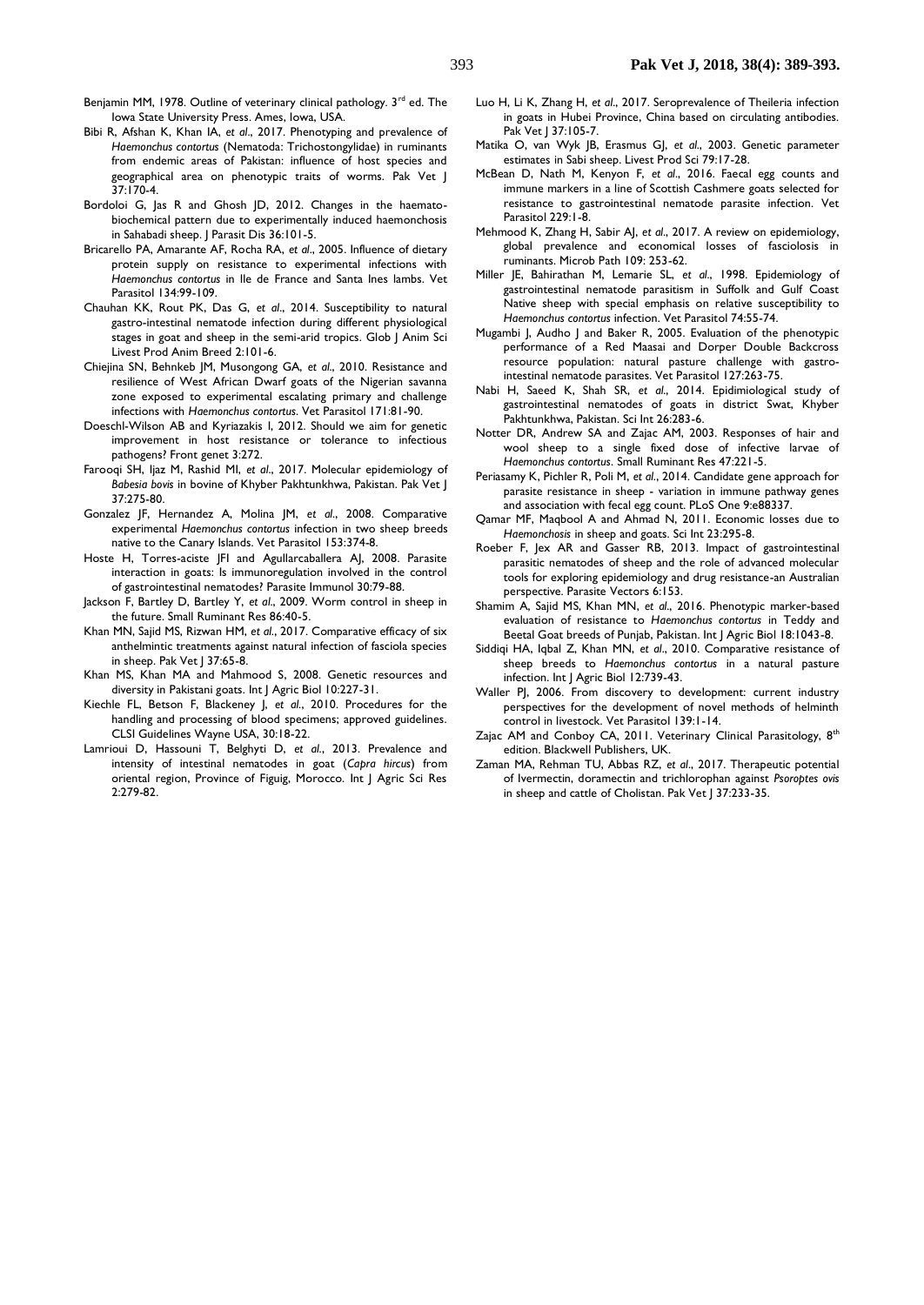Benjamin MM, 1978. Outline of veterinary clinical pathology. 3rd ed. The Iowa State University Press. Ames, Iowa, USA.

Bibi R, Afshan K, Khan IA, *et al*., 2017. Phenotyping and prevalence of *Haemonchus contortus* (Nematoda: Trichostongylidae) in ruminants from endemic areas of Pakistan: influence of host species and geographical area on phenotypic traits of worms. Pak Vet J 37:170-4.

Bordoloi G, Jas R and Ghosh JD, 2012. Changes in the haemato-biochemical pattern due to experimentally induced haemonchosis in Sahabadi sheep. J Parasit Dis 36:101-5.

Bricarello PA, Amarante AF, Rocha RA, *et al*., 2005. Influence of dietary protein supply on resistance to experimental infections with *Haemonchus contortus* in Ile de France and Santa Ines lambs. Vet Parasitol 134:99-109.

Chauhan KK, Rout PK, Das G, *et al*., 2014. Susceptibility to natural gastro-intestinal nematode infection during different physiological stages in goat and sheep in the semi-arid tropics. Glob J Anim Sci Livest Prod Anim Breed 2:101-6.

Chiejina SN, Behnkeb JM, Musongong GA, *et al*., 2010. Resistance and resilience of West African Dwarf goats of the Nigerian savanna zone exposed to experimental escalating primary and challenge infections with *Haemonchus contortus*. Vet Parasitol 171:81-90.

Doeschl-Wilson AB and Kyriazakis I, 2012. Should we aim for genetic improvement in host resistance or tolerance to infectious pathogens? Front genet 3:272.

Farooqi SH, Ijaz M, Rashid MI, *et al*., 2017. Molecular epidemiology of *Babesia bovis* in bovine of Khyber Pakhtunkhwa, Pakistan. Pak Vet J 37:275-80.

Gonzalez JF, Hernandez A, Molina JM, *et al*., 2008. Comparative experimental *Haemonchus contortus* infection in two sheep breeds native to the Canary Islands. Vet Parasitol 153:374-8.

Hoste H, Torres-aciste JFI and Agullarcaballera AJ, 2008. Parasite interaction in goats: Is immunoregulation involved in the control of gastrointestinal nematodes? Parasite Immunol 30:79-88.

Jackson F, Bartley D, Bartley Y, *et al*., 2009. Worm control in sheep in the future. Small Ruminant Res 86:40-5.

Khan MN, Sajid MS, Rizwan HM, *et al*., 2017. Comparative efficacy of six anthelmintic treatments against natural infection of fasciola species in sheep. Pak Vet J 37:65-8.

Khan MS, Khan MA and Mahmood S, 2008. Genetic resources and diversity in Pakistani goats. Int J Agric Biol 10:227-31.

Kiechle FL, Betson F, Blackeney J, *et al*., 2010. Procedures for the handling and processing of blood specimens; approved guidelines. CLSI Guidelines Wayne USA, 30:18-22.

Lamrioui D, Hassouni T, Belghyti D, *et al*., 2013. Prevalence and intensity of intestinal nematodes in goat (*Capra hircus*) from oriental region, Province of Figuig, Morocco. Int J Agric Sci Res 2:279-82.

Luo H, Li K, Zhang H, *et al*., 2017. Seroprevalence of Theileria infection in goats in Hubei Province, China based on circulating antibodies. Pak Vet J 37:105-7.

Matika O, van Wyk JB, Erasmus GJ, *et al*., 2003. Genetic parameter estimates in Sabi sheep. Livest Prod Sci 79:17-28.

McBean D, Nath M, Kenyon F, *et al*., 2016. Faecal egg counts and immune markers in a line of Scottish Cashmere goats selected for resistance to gastrointestinal nematode parasite infection. Vet Parasitol 229:1-8.

Mehmood K, Zhang H, Sabir AJ, *et al*., 2017. A review on epidemiology, global prevalence and economical losses of fasciolosis in ruminants. Microb Path 109: 253-62.

Miller JE, Bahirathan M, Lemarie SL, *et al*., 1998. Epidemiology of gastrointestinal nematode parasitism in Suffolk and Gulf Coast Native sheep with special emphasis on relative susceptibility to *Haemonchus contortus* infection. Vet Parasitol 74:55-74.

Mugambi J, Audho J and Baker R, 2005. Evaluation of the phenotypic performance of a Red Maasai and Dorper Double Backcross resource population: natural pasture challenge with gastro-intestinal nematode parasites. Vet Parasitol 127:263-75.

Nabi H, Saeed K, Shah SR, *et al*., 2014. Epidimiological study of gastrointestinal nematodes of goats in district Swat, Khyber Pakhtunkhwa, Pakistan. Sci Int 26:283-6.

Notter DR, Andrew SA and Zajac AM, 2003. Responses of hair and wool sheep to a single fixed dose of infective larvae of *Haemonchus contortus*. Small Ruminant Res 47:221-5.

Periasamy K, Pichler R, Poli M, *et al*., 2014. Candidate gene approach for parasite resistance in sheep - variation in immune pathway genes and association with fecal egg count. PLoS One 9:e88337.

Qamar MF, Maqbool A and Ahmad N, 2011. Economic losses due to *Haemonchosis* in sheep and goats. Sci Int 23:295-8.

Roeber F, Jex AR and Gasser RB, 2013. Impact of gastrointestinal parasitic nematodes of sheep and the role of advanced molecular tools for exploring epidemiology and drug resistance-an Australian perspective. Parasite Vectors 6:153.

Shamim A, Sajid MS, Khan MN, *et al*., 2016. Phenotypic marker-based evaluation of resistance to *Haemonchus contortus* in Teddy and Beetal Goat breeds of Punjab, Pakistan. Int J Agric Biol 18:1043-8.

Siddiqi HA, Iqbal Z, Khan MN, *et al*., 2010. Comparative resistance of sheep breeds to *Haemonchus contortus* in a natural pasture infection. Int J Agric Biol 12:739-43.

Waller PJ, 2006. From discovery to development: current industry perspectives for the development of novel methods of helminth control in livestock. Vet Parasitol 139:1-14.

Zajac AM and Conboy CA, 2011. Veterinary Clinical Parasitology, 8th edition. Blackwell Publishers, UK.

Zaman MA, Rehman TU, Abbas RZ, *et al*., 2017. Therapeutic potential of Ivermectin, doramectin and trichlorophan against *Psoroptes ovis* in sheep and cattle of Cholistan. Pak Vet J 37:233-35.